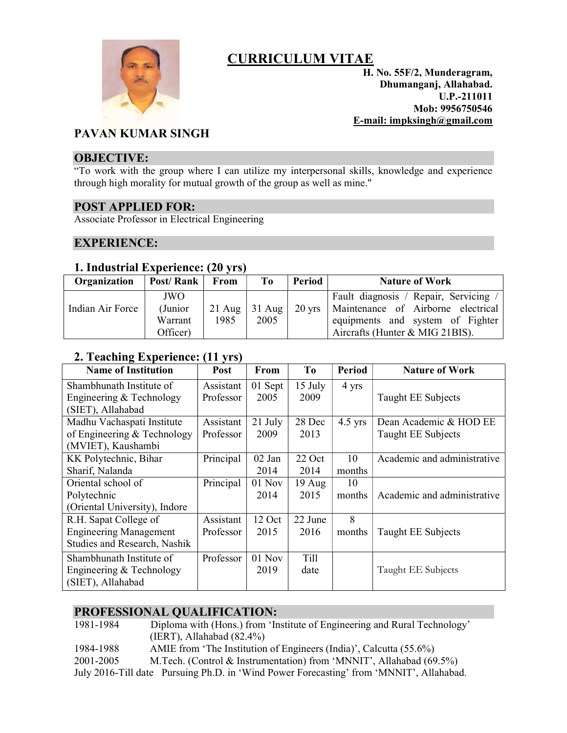# CURRICULUM VITAE

**H. No. 55F/2, Munderagram,**
**Dhumanganj, Allahabad.**
**U.P.-211011**
**Mob: 9956750546**
**E-mail: impksingh@gmail.com**

## PAVAN KUMAR SINGH

## OBJECTIVE:

"To work with the group where I can utilize my interpersonal skills, knowledge and experience through high morality for mutual growth of the group as well as mine."

## POST APPLIED FOR:

Associate Professor in Electrical Engineering

## EXPERIENCE:

### 1. Industrial Experience: (20 yrs)

| Organization | Post/ Rank | From | To | Period | Nature of Work |
|---|---|---|---|---|---|
| Indian Air Force | JWO (Junior Warrant Officer) | 21 Aug 1985 | 31 Aug 2005 | 20 yrs | Fault diagnosis / Repair, Servicing / Maintenance of Airborne electrical equipments and system of Fighter Aircrafts (Hunter & MIG 21BIS). |

### 2. Teaching Experience: (11 yrs)

| Name of Institution | Post | From | To | Period | Nature of Work |
|---|---|---|---|---|---|
| Shambhunath Institute of Engineering & Technology (SIET), Allahabad | Assistant Professor | 01 Sept 2005 | 15 July 2009 | 4 yrs | Taught EE Subjects |
| Madhu Vachaspati Institute of Engineering & Technology (MVIET), Kaushambi | Assistant Professor | 21 July 2009 | 28 Dec 2013 | 4.5 yrs | Dean Academic & HOD EE Taught EE Subjects |
| KK Polytechnic, Bihar Sharif, Nalanda | Principal | 02 Jan 2014 | 22 Oct 2014 | 10 months | Academic and administrative |
| Oriental school of Polytechnic (Oriental University), Indore | Principal | 01 Nov 2014 | 19 Aug 2015 | 10 months | Academic and administrative |
| R.H. Sapat College of Engineering Management Studies and Research, Nashik | Assistant Professor | 12 Oct 2015 | 22 June 2016 | 8 months | Taught EE Subjects |
| Shambhunath Institute of Engineering & Technology (SIET), Allahabad | Professor | 01 Nov 2019 | Till date | | Taught EE Subjects |

## PROFESSIONAL QUALIFICATION:

1981-1984 Diploma with (Hons.) from 'Institute of Engineering and Rural Technology' (IERT), Allahabad (82.4%)

1984-1988 AMIE from 'The Institution of Engineers (India)', Calcutta (55.6%)

2001-2005 M.Tech. (Control & Instrumentation) from 'MNNIT', Allahabad (69.5%)

July 2016-Till date Pursuing Ph.D. in 'Wind Power Forecasting' from 'MNNIT', Allahabad.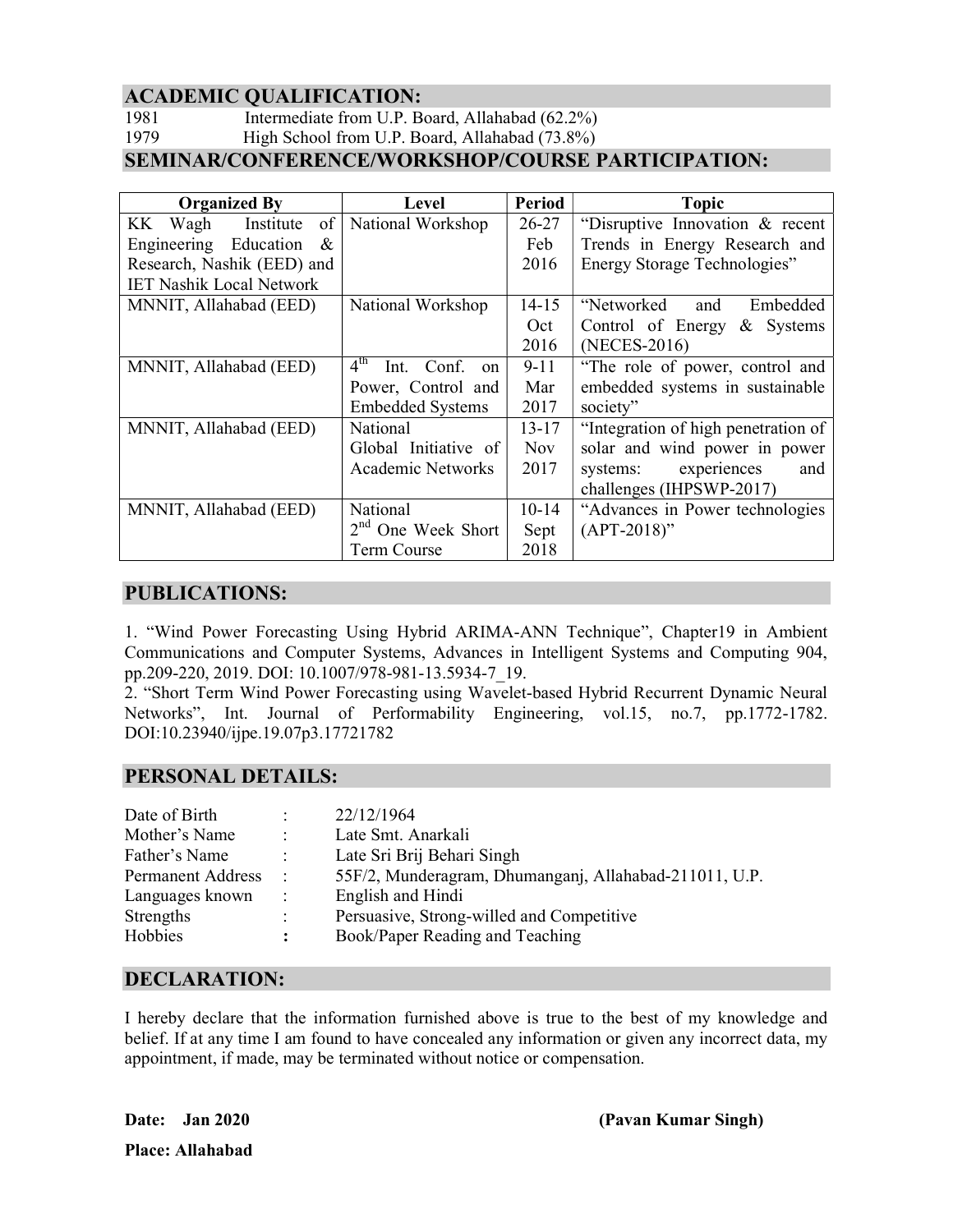## ACADEMIC QUALIFICATION:

1981 Intermediate from U.P. Board, Allahabad (62.2%)
1979 High School from U.P. Board, Allahabad (73.8%)

## SEMINAR/CONFERENCE/WORKSHOP/COURSE PARTICIPATION:

| Organized By | Level | Period | Topic |
|---|---|---|---|
| KK Wagh Institute of Engineering Education & Research, Nashik (EED) and IET Nashik Local Network | National Workshop | 26-27 Feb 2016 | "Disruptive Innovation & recent Trends in Energy Research and Energy Storage Technologies" |
| MNNIT, Allahabad (EED) | National Workshop | 14-15 Oct 2016 | "Networked and Embedded Control of Energy & Systems (NECES-2016) |
| MNNIT, Allahabad (EED) | 4th Int. Conf. on Power, Control and Embedded Systems | 9-11 Mar 2017 | "The role of power, control and embedded systems in sustainable society" |
| MNNIT, Allahabad (EED) | National Global Initiative of Academic Networks | 13-17 Nov 2017 | "Integration of high penetration of solar and wind power in power systems: experiences and challenges (IHPSWP-2017) |
| MNNIT, Allahabad (EED) | National 2nd One Week Short Term Course | 10-14 Sept 2018 | "Advances in Power technologies (APT-2018)" |

## PUBLICATIONS:

1. "Wind Power Forecasting Using Hybrid ARIMA-ANN Technique", Chapter19 in Ambient Communications and Computer Systems, Advances in Intelligent Systems and Computing 904, pp.209-220, 2019. DOI: 10.1007/978-981-13.5934-7_19.
2. "Short Term Wind Power Forecasting using Wavelet-based Hybrid Recurrent Dynamic Neural Networks", Int. Journal of Performability Engineering, vol.15, no.7, pp.1772-1782. DOI:10.23940/ijpe.19.07p3.17721782

## PERSONAL DETAILS:

| | | |
|---|---|---|
| Date of Birth | : | 22/12/1964 |
| Mother's Name | : | Late Smt. Anarkali |
| Father's Name | : | Late Sri Brij Behari Singh |
| Permanent Address | : | 55F/2, Munderagram, Dhumanganj, Allahabad-211011, U.P. |
| Languages known | : | English and Hindi |
| Strengths | : | Persuasive, Strong-willed and Competitive |
| Hobbies | : | Book/Paper Reading and Teaching |

## DECLARATION:

I hereby declare that the information furnished above is true to the best of my knowledge and belief. If at any time I am found to have concealed any information or given any incorrect data, my appointment, if made, may be terminated without notice or compensation.

**Date: Jan 2020** **(Pavan Kumar Singh)**

**Place: Allahabad**